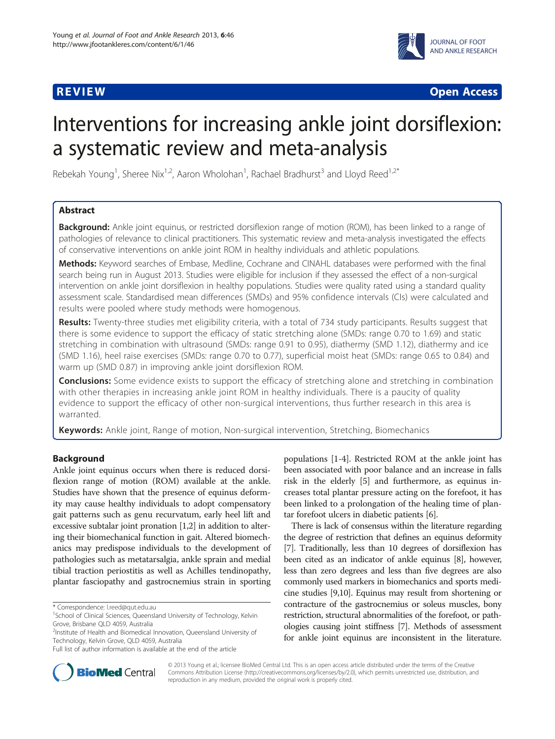**REVIEW** **Open Access**

# Interventions for increasing ankle joint dorsiflexion: a systematic review and meta-analysis

Rebekah Young[1], Sheree Nix[1,2], Aaron Wholohan[1], Rachael Bradhurst[3] and Lloyd Reed[1,2*]

## Abstract

**Background:** Ankle joint equinus, or restricted dorsiflexion range of motion (ROM), has been linked to a range of pathologies of relevance to clinical practitioners. This systematic review and meta-analysis investigated the effects of conservative interventions on ankle joint ROM in healthy individuals and athletic populations.

**Methods:** Keyword searches of Embase, Medline, Cochrane and CINAHL databases were performed with the final search being run in August 2013. Studies were eligible for inclusion if they assessed the effect of a non-surgical intervention on ankle joint dorsiflexion in healthy populations. Studies were quality rated using a standard quality assessment scale. Standardised mean differences (SMDs) and 95% confidence intervals (CIs) were calculated and results were pooled where study methods were homogenous.

**Results:** Twenty-three studies met eligibility criteria, with a total of 734 study participants. Results suggest that there is some evidence to support the efficacy of static stretching alone (SMDs: range 0.70 to 1.69) and static stretching in combination with ultrasound (SMDs: range 0.91 to 0.95), diathermy (SMD 1.12), diathermy and ice (SMD 1.16), heel raise exercises (SMDs: range 0.70 to 0.77), superficial moist heat (SMDs: range 0.65 to 0.84) and warm up (SMD 0.87) in improving ankle joint dorsiflexion ROM.

**Conclusions:** Some evidence exists to support the efficacy of stretching alone and stretching in combination with other therapies in increasing ankle joint ROM in healthy individuals. There is a paucity of quality evidence to support the efficacy of other non-surgical interventions, thus further research in this area is warranted.

**Keywords:** Ankle joint, Range of motion, Non-surgical intervention, Stretching, Biomechanics

## Background

Ankle joint equinus occurs when there is reduced dorsiflexion range of motion (ROM) available at the ankle. Studies have shown that the presence of equinus deformity may cause healthy individuals to adopt compensatory gait patterns such as genu recurvatum, early heel lift and excessive subtalar joint pronation [1,2] in addition to altering their biomechanical function in gait. Altered biomechanics may predispose individuals to the development of pathologies such as metatarsalgia, ankle sprain and medial tibial traction periostitis as well as Achilles tendinopathy, plantar fasciopathy and gastrocnemius strain in sporting populations [1-4]. Restricted ROM at the ankle joint has been associated with poor balance and an increase in falls risk in the elderly [5] and furthermore, as equinus increases total plantar pressure acting on the forefoot, it has been linked to a prolongation of the healing time of plantar forefoot ulcers in diabetic patients [6].

There is lack of consensus within the literature regarding the degree of restriction that defines an equinus deformity [7]. Traditionally, less than 10 degrees of dorsiflexion has been cited as an indicator of ankle equinus [8], however, less than zero degrees and less than five degrees are also commonly used markers in biomechanics and sports medicine studies [9,10]. Equinus may result from shortening or contracture of the gastrocnemius or soleus muscles, bony restriction, structural abnormalities of the forefoot, or pathologies causing joint stiffness [7]. Methods of assessment for ankle joint equinus are inconsistent in the literature.

\* Correspondence: l.reed@qut.edu.au
[1]School of Clinical Sciences, Queensland University of Technology, Kelvin Grove, Brisbane QLD 4059, Australia
[2]Institute of Health and Biomedical Innovation, Queensland University of Technology, Kelvin Grove, QLD 4059, Australia
Full list of author information is available at the end of the article

© 2013 Young et al.; licensee BioMed Central Ltd. This is an open access article distributed under the terms of the Creative Commons Attribution License (http://creativecommons.org/licenses/by/2.0), which permits unrestricted use, distribution, and reproduction in any medium, provided the original work is properly cited.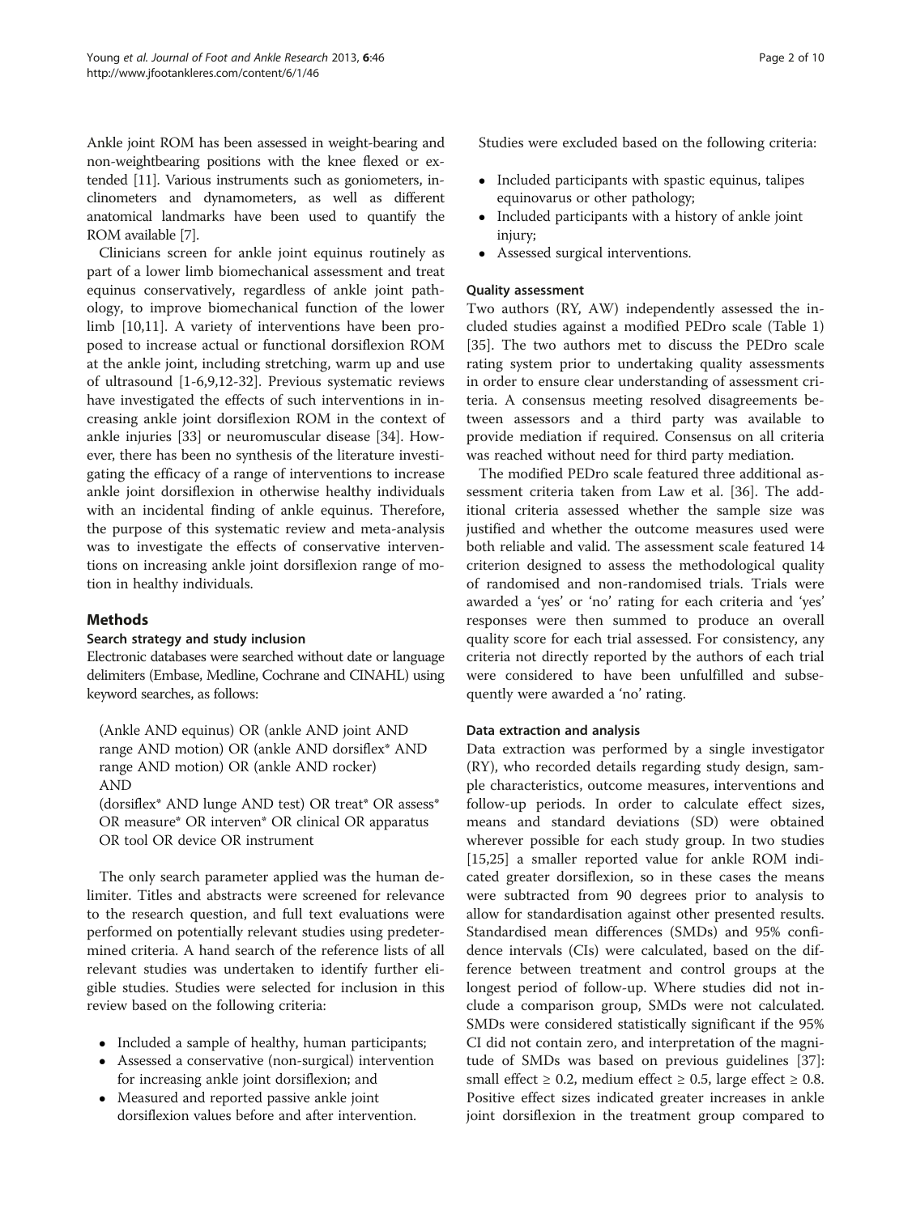Ankle joint ROM has been assessed in weight-bearing and non-weightbearing positions with the knee flexed or extended [11]. Various instruments such as goniometers, inclinometers and dynamometers, as well as different anatomical landmarks have been used to quantify the ROM available [7].

Clinicians screen for ankle joint equinus routinely as part of a lower limb biomechanical assessment and treat equinus conservatively, regardless of ankle joint pathology, to improve biomechanical function of the lower limb [10,11]. A variety of interventions have been proposed to increase actual or functional dorsiflexion ROM at the ankle joint, including stretching, warm up and use of ultrasound [1-6,9,12-32]. Previous systematic reviews have investigated the effects of such interventions in increasing ankle joint dorsiflexion ROM in the context of ankle injuries [33] or neuromuscular disease [34]. However, there has been no synthesis of the literature investigating the efficacy of a range of interventions to increase ankle joint dorsiflexion in otherwise healthy individuals with an incidental finding of ankle equinus. Therefore, the purpose of this systematic review and meta-analysis was to investigate the effects of conservative interventions on increasing ankle joint dorsiflexion range of motion in healthy individuals.

## Methods

### Search strategy and study inclusion

Electronic databases were searched without date or language delimiters (Embase, Medline, Cochrane and CINAHL) using keyword searches, as follows:

> (Ankle AND equinus) OR (ankle AND joint AND range AND motion) OR (ankle AND dorsiflex* AND range AND motion) OR (ankle AND rocker)
> AND
> (dorsiflex* AND lunge AND test) OR treat* OR assess* OR measure* OR interven* OR clinical OR apparatus OR tool OR device OR instrument

The only search parameter applied was the human delimiter. Titles and abstracts were screened for relevance to the research question, and full text evaluations were performed on potentially relevant studies using predetermined criteria. A hand search of the reference lists of all relevant studies was undertaken to identify further eligible studies. Studies were selected for inclusion in this review based on the following criteria:

- Included a sample of healthy, human participants;
- Assessed a conservative (non-surgical) intervention for increasing ankle joint dorsiflexion; and
- Measured and reported passive ankle joint dorsiflexion values before and after intervention.

Studies were excluded based on the following criteria:

- Included participants with spastic equinus, talipes equinovarus or other pathology;
- Included participants with a history of ankle joint injury;
- Assessed surgical interventions.

### Quality assessment

Two authors (RY, AW) independently assessed the included studies against a modified PEDro scale (Table 1) [35]. The two authors met to discuss the PEDro scale rating system prior to undertaking quality assessments in order to ensure clear understanding of assessment criteria. A consensus meeting resolved disagreements between assessors and a third party was available to provide mediation if required. Consensus on all criteria was reached without need for third party mediation.

The modified PEDro scale featured three additional assessment criteria taken from Law et al. [36]. The additional criteria assessed whether the sample size was justified and whether the outcome measures used were both reliable and valid. The assessment scale featured 14 criterion designed to assess the methodological quality of randomised and non-randomised trials. Trials were awarded a 'yes' or 'no' rating for each criteria and 'yes' responses were then summed to produce an overall quality score for each trial assessed. For consistency, any criteria not directly reported by the authors of each trial were considered to have been unfulfilled and subsequently were awarded a 'no' rating.

### Data extraction and analysis

Data extraction was performed by a single investigator (RY), who recorded details regarding study design, sample characteristics, outcome measures, interventions and follow-up periods. In order to calculate effect sizes, means and standard deviations (SD) were obtained wherever possible for each study group. In two studies [15,25] a smaller reported value for ankle ROM indicated greater dorsiflexion, so in these cases the means were subtracted from 90 degrees prior to analysis to allow for standardisation against other presented results. Standardised mean differences (SMDs) and 95% confidence intervals (CIs) were calculated, based on the difference between treatment and control groups at the longest period of follow-up. Where studies did not include a comparison group, SMDs were not calculated. SMDs were considered statistically significant if the 95% CI did not contain zero, and interpretation of the magnitude of SMDs was based on previous guidelines [37]: small effect ≥ 0.2, medium effect ≥ 0.5, large effect ≥ 0.8. Positive effect sizes indicated greater increases in ankle joint dorsiflexion in the treatment group compared to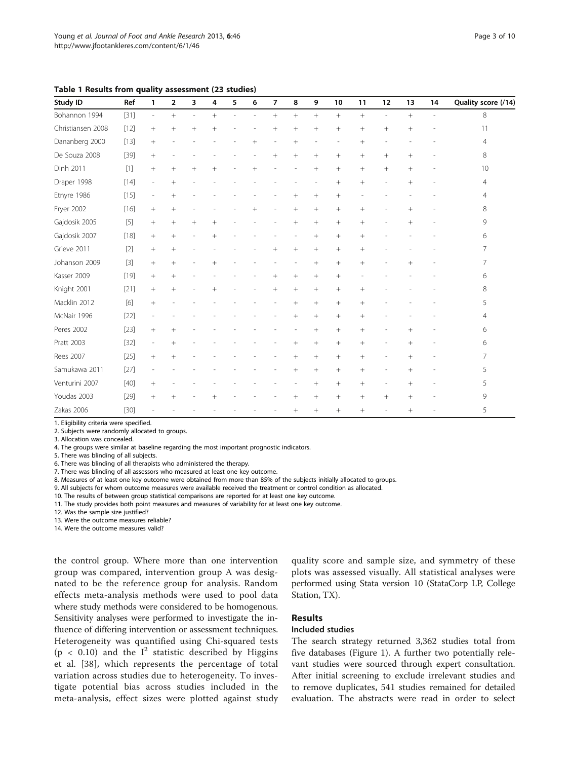**Table 1 Results from quality assessment (23 studies)**

| Study ID | Ref | 1 | 2 | 3 | 4 | 5 | 6 | 7 | 8 | 9 | 10 | 11 | 12 | 13 | 14 | Quality score (/14) |
|---|---|---|---|---|---|---|---|---|---|---|---|---|---|---|---|---|
| Bohannon 1994 | [31] | - | + | - | + | - | - | + | + | + | + | + | - | + | - | 8 |
| Christiansen 2008 | [12] | + | + | + | + | - | - | + | + | + | + | + | + | + | - | 11 |
| Dananberg 2000 | [13] | + | - | - | - | - | + | - | + | - | - | + | - | - | - | 4 |
| De Souza 2008 | [39] | + | - | - | - | - | - | + | + | + | + | + | + | + | - | 8 |
| Dinh 2011 | [1] | + | + | + | + | - | + | - | - | + | + | + | + | + | - | 10 |
| Draper 1998 | [14] | - | + | - | - | - | - | - | - | - | + | + | - | + | - | 4 |
| Etnyre 1986 | [15] | - | + | - | - | - | - | - | + | + | + | - | - | - | - | 4 |
| Fryer 2002 | [16] | + | + | - | - | - | + | - | + | + | + | + | - | + | - | 8 |
| Gajdosik 2005 | [5] | + | + | + | + | - | - | - | + | + | + | + | - | + | - | 9 |
| Gajdosik 2007 | [18] | + | + | - | + | - | - | - | - | + | + | + | - | - | - | 6 |
| Grieve 2011 | [2] | + | + | - | - | - | - | + | + | + | + | + | - | - | - | 7 |
| Johanson 2009 | [3] | + | + | - | + | - | - | - | - | + | + | + | - | + | - | 7 |
| Kasser 2009 | [19] | + | + | - | - | - | - | + | + | + | + | - | - | - | - | 6 |
| Knight 2001 | [21] | + | + | - | + | - | - | + | + | + | + | + | - | - | - | 8 |
| Macklin 2012 | [6] | + | - | - | - | - | - | - | + | + | + | + | - | - | - | 5 |
| McNair 1996 | [22] | - | - | - | - | - | - | - | + | + | + | + | - | - | - | 4 |
| Peres 2002 | [23] | + | + | - | - | - | - | - | - | + | + | + | - | + | - | 6 |
| Pratt 2003 | [32] | - | + | - | - | - | - | - | + | + | + | + | - | + | - | 6 |
| Rees 2007 | [25] | + | + | - | - | - | - | - | + | + | + | + | - | + | - | 7 |
| Samukawa 2011 | [27] | - | - | - | - | - | - | - | + | + | + | + | - | + | - | 5 |
| Venturini 2007 | [40] | + | - | - | - | - | - | - | - | + | + | + | - | + | - | 5 |
| Youdas 2003 | [29] | + | + | - | + | - | - | - | + | + | + | + | + | + | - | 9 |
| Zakas 2006 | [30] | - | - | - | - | - | - | - | + | + | + | + | - | + | - | 5 |

1. Eligibility criteria were specified.
2. Subjects were randomly allocated to groups.
3. Allocation was concealed.
4. The groups were similar at baseline regarding the most important prognostic indicators.
5. There was blinding of all subjects.
6. There was blinding of all therapists who administered the therapy.
7. There was blinding of all assessors who measured at least one key outcome.
8. Measures of at least one key outcome were obtained from more than 85% of the subjects initially allocated to groups.
9. All subjects for whom outcome measures were available received the treatment or control condition as allocated.
10. The results of between group statistical comparisons are reported for at least one key outcome.
11. The study provides both point measures and measures of variability for at least one key outcome.
12. Was the sample size justified?
13. Were the outcome measures reliable?
14. Were the outcome measures valid?

the control group. Where more than one intervention group was compared, intervention group A was designated to be the reference group for analysis. Random effects meta-analysis methods were used to pool data where study methods were considered to be homogenous. Sensitivity analyses were performed to investigate the influence of differing intervention or assessment techniques. Heterogeneity was quantified using Chi-squared tests ($p < 0.10$) and the $I^2$ statistic described by Higgins et al. [38], which represents the percentage of total variation across studies due to heterogeneity. To investigate potential bias across studies included in the meta-analysis, effect sizes were plotted against study quality score and sample size, and symmetry of these plots was assessed visually. All statistical analyses were performed using Stata version 10 (StataCorp LP, College Station, TX).

## Results

### Included studies

The search strategy returned 3,362 studies total from five databases (Figure 1). A further two potentially relevant studies were sourced through expert consultation. After initial screening to exclude irrelevant studies and to remove duplicates, 541 studies remained for detailed evaluation. The abstracts were read in order to select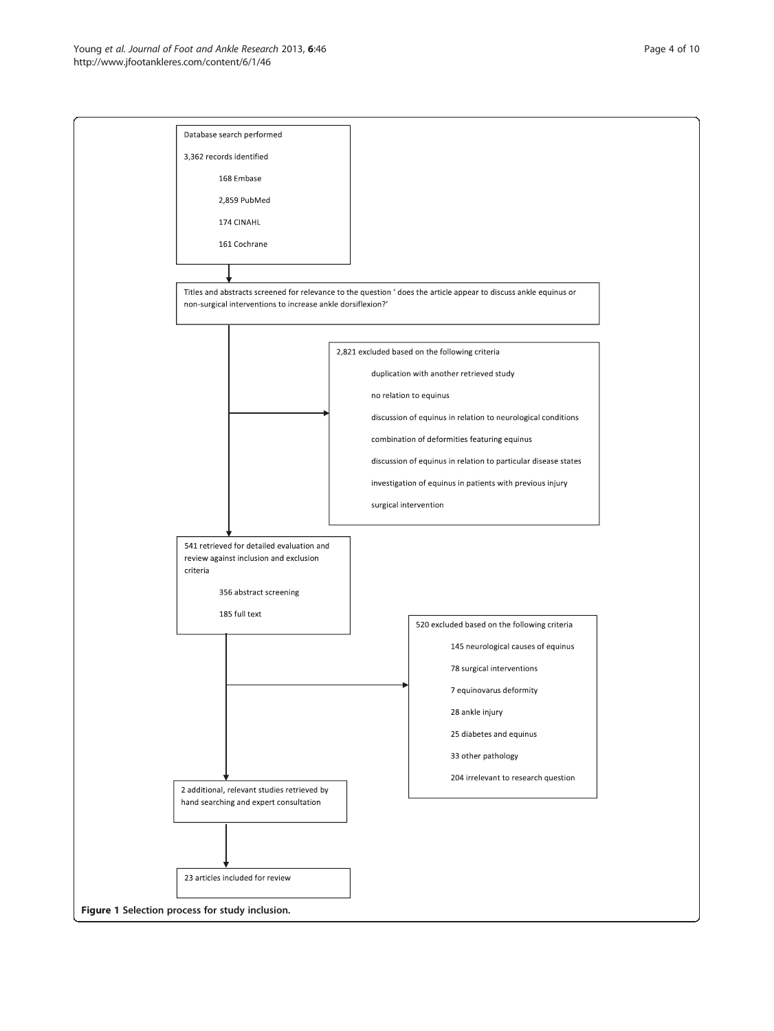Database search performed

3,362 records identified

- 168 Embase
- 2,859 PubMed
- 174 CINAHL
- 161 Cochrane

↓

Titles and abstracts screened for relevance to the question ' does the article appear to discuss ankle equinus or non-surgical interventions to increase ankle dorsiflexion?'

→ 2,821 excluded based on the following criteria

- duplication with another retrieved study
- no relation to equinus
- discussion of equinus in relation to neurological conditions
- combination of deformities featuring equinus
- discussion of equinus in relation to particular disease states
- investigation of equinus in patients with previous injury
- surgical intervention

↓

541 retrieved for detailed evaluation and review against inclusion and exclusion criteria

- 356 abstract screening
- 185 full text

→ 520 excluded based on the following criteria

- 145 neurological causes of equinus
- 78 surgical interventions
- 7 equinovarus deformity
- 28 ankle injury
- 25 diabetes and equinus
- 33 other pathology
- 204 irrelevant to research question

↓

2 additional, relevant studies retrieved by hand searching and expert consultation

↓

23 articles included for review

**Figure 1 Selection process for study inclusion.**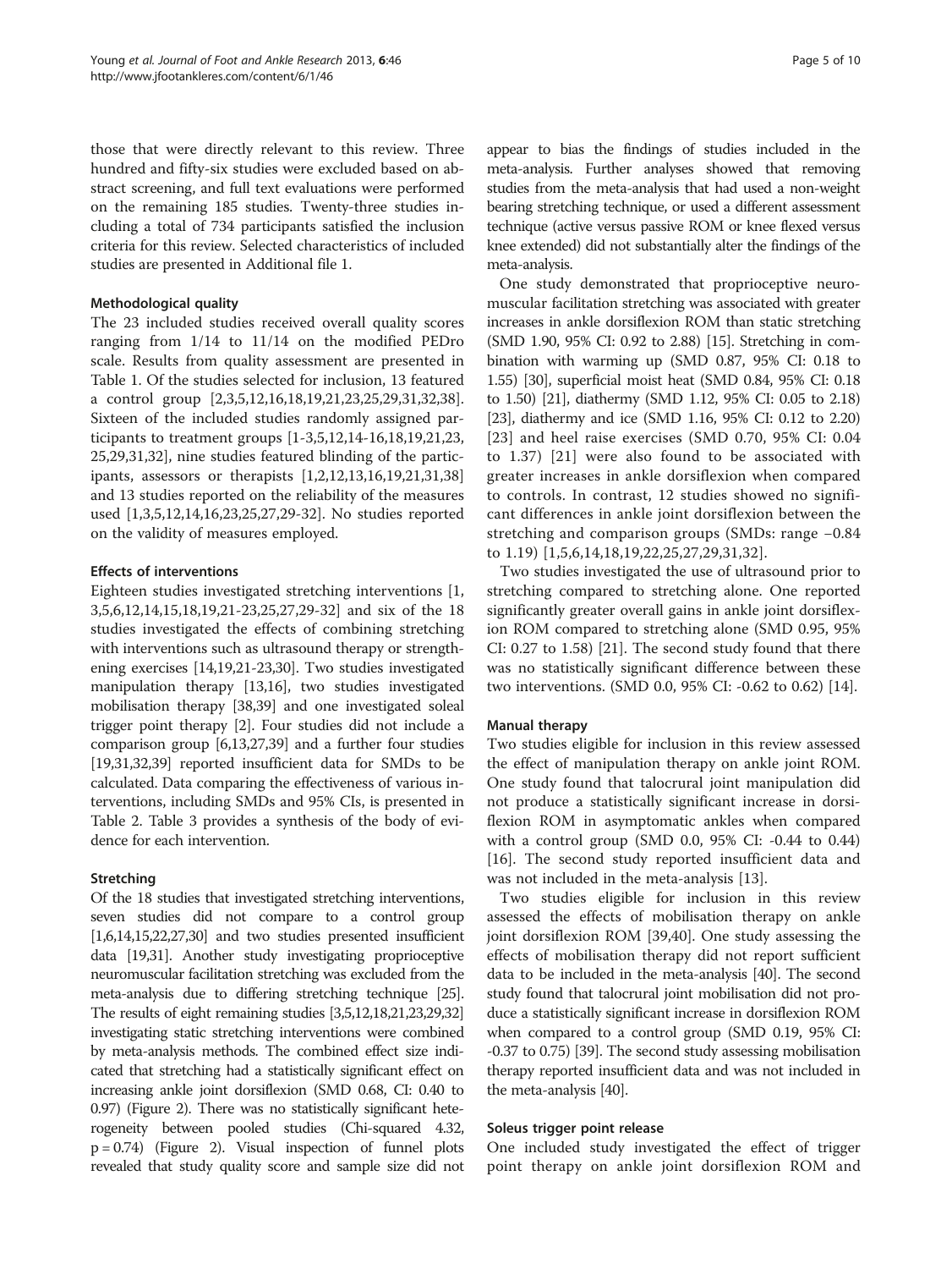those that were directly relevant to this review. Three hundred and fifty-six studies were excluded based on abstract screening, and full text evaluations were performed on the remaining 185 studies. Twenty-three studies including a total of 734 participants satisfied the inclusion criteria for this review. Selected characteristics of included studies are presented in Additional file 1.

### Methodological quality

The 23 included studies received overall quality scores ranging from 1/14 to 11/14 on the modified PEDro scale. Results from quality assessment are presented in Table 1. Of the studies selected for inclusion, 13 featured a control group [2,3,5,12,16,18,19,21,23,25,29,31,32,38]. Sixteen of the included studies randomly assigned participants to treatment groups [1-3,5,12,14-16,18,19,21,23,25,29,31,32], nine studies featured blinding of the participants, assessors or therapists [1,2,12,13,16,19,21,31,38] and 13 studies reported on the reliability of the measures used [1,3,5,12,14,16,23,25,27,29-32]. No studies reported on the validity of measures employed.

### Effects of interventions

Eighteen studies investigated stretching interventions [1,3,5,6,12,14,15,18,19,21-23,25,27,29-32] and six of the 18 studies investigated the effects of combining stretching with interventions such as ultrasound therapy or strengthening exercises [14,19,21-23,30]. Two studies investigated manipulation therapy [13,16], two studies investigated mobilisation therapy [38,39] and one investigated soleal trigger point therapy [2]. Four studies did not include a comparison group [6,13,27,39] and a further four studies [19,31,32,39] reported insufficient data for SMDs to be calculated. Data comparing the effectiveness of various interventions, including SMDs and 95% CIs, is presented in Table 2. Table 3 provides a synthesis of the body of evidence for each intervention.

### Stretching

Of the 18 studies that investigated stretching interventions, seven studies did not compare to a control group [1,6,14,15,22,27,30] and two studies presented insufficient data [19,31]. Another study investigating proprioceptive neuromuscular facilitation stretching was excluded from the meta-analysis due to differing stretching technique [25]. The results of eight remaining studies [3,5,12,18,21,23,29,32] investigating static stretching interventions were combined by meta-analysis methods. The combined effect size indicated that stretching had a statistically significant effect on increasing ankle joint dorsiflexion (SMD 0.68, CI: 0.40 to 0.97) (Figure 2). There was no statistically significant heterogeneity between pooled studies (Chi-squared 4.32, $p = 0.74$) (Figure 2). Visual inspection of funnel plots revealed that study quality score and sample size did not appear to bias the findings of studies included in the meta-analysis. Further analyses showed that removing studies from the meta-analysis that had used a non-weight bearing stretching technique, or used a different assessment technique (active versus passive ROM or knee flexed versus knee extended) did not substantially alter the findings of the meta-analysis.

One study demonstrated that proprioceptive neuromuscular facilitation stretching was associated with greater increases in ankle dorsiflexion ROM than static stretching (SMD 1.90, 95% CI: 0.92 to 2.88) [15]. Stretching in combination with warming up (SMD 0.87, 95% CI: 0.18 to 1.55) [30], superficial moist heat (SMD 0.84, 95% CI: 0.18 to 1.50) [21], diathermy (SMD 1.12, 95% CI: 0.05 to 2.18) [23], diathermy and ice (SMD 1.16, 95% CI: 0.12 to 2.20) [23] and heel raise exercises (SMD 0.70, 95% CI: 0.04 to 1.37) [21] were also found to be associated with greater increases in ankle dorsiflexion when compared to controls. In contrast, 12 studies showed no significant differences in ankle joint dorsiflexion between the stretching and comparison groups (SMDs: range −0.84 to 1.19) [1,5,6,14,18,19,22,25,27,29,31,32].

Two studies investigated the use of ultrasound prior to stretching compared to stretching alone. One reported significantly greater overall gains in ankle joint dorsiflexion ROM compared to stretching alone (SMD 0.95, 95% CI: 0.27 to 1.58) [21]. The second study found that there was no statistically significant difference between these two interventions. (SMD 0.0, 95% CI: -0.62 to 0.62) [14].

### Manual therapy

Two studies eligible for inclusion in this review assessed the effect of manipulation therapy on ankle joint ROM. One study found that talocrural joint manipulation did not produce a statistically significant increase in dorsiflexion ROM in asymptomatic ankles when compared with a control group (SMD 0.0, 95% CI: -0.44 to 0.44) [16]. The second study reported insufficient data and was not included in the meta-analysis [13].

Two studies eligible for inclusion in this review assessed the effects of mobilisation therapy on ankle joint dorsiflexion ROM [39,40]. One study assessing the effects of mobilisation therapy did not report sufficient data to be included in the meta-analysis [40]. The second study found that talocrural joint mobilisation did not produce a statistically significant increase in dorsiflexion ROM when compared to a control group (SMD 0.19, 95% CI: -0.37 to 0.75) [39]. The second study assessing mobilisation therapy reported insufficient data and was not included in the meta-analysis [40].

### Soleus trigger point release

One included study investigated the effect of trigger point therapy on ankle joint dorsiflexion ROM and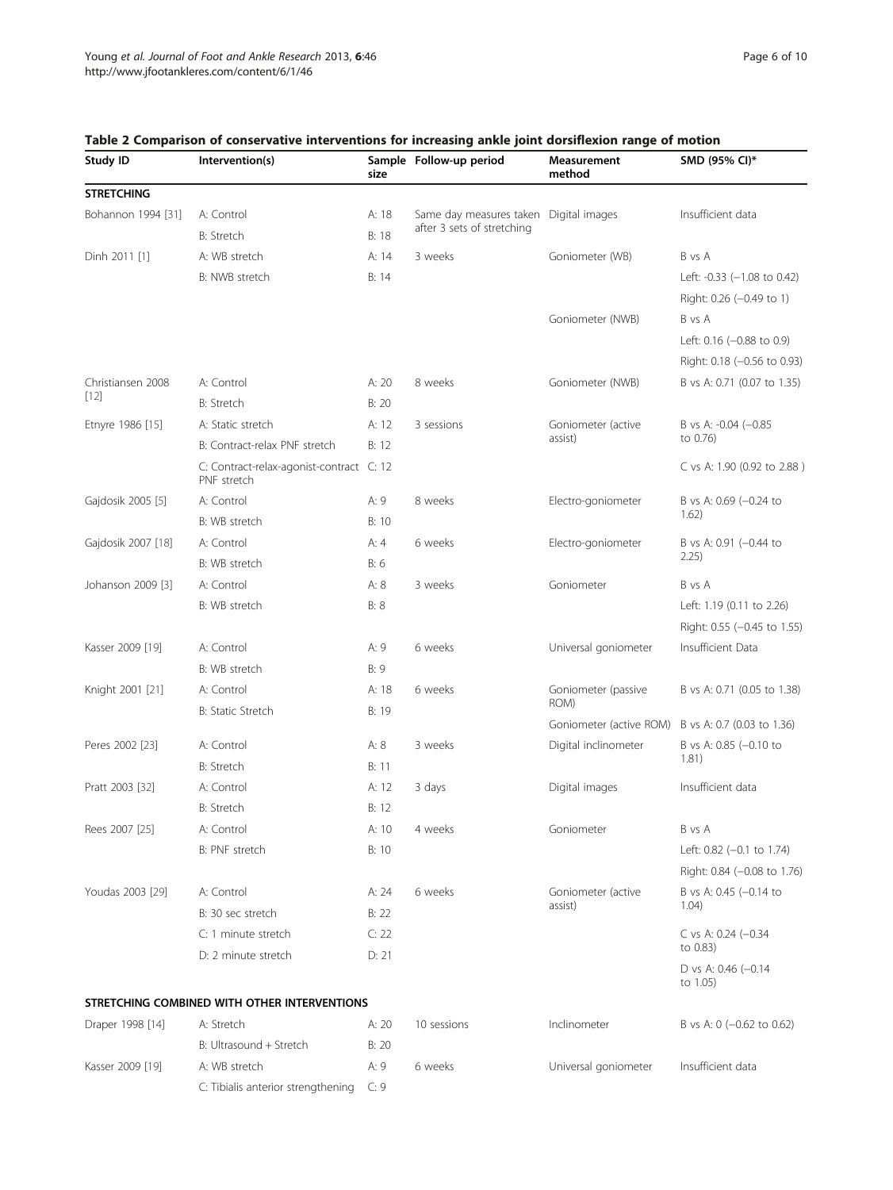**Table 2 Comparison of conservative interventions for increasing ankle joint dorsiflexion range of motion**

| Study ID | Intervention(s) | Sample size | Follow-up period | Measurement method | SMD (95% CI)* |
|---|---|---|---|---|---|
| **STRETCHING** | | | | | |
| Bohannon 1994 [31] | A: Control | A: 18 | Same day measures taken after 3 sets of stretching | Digital images | Insufficient data |
| | B: Stretch | B: 18 | | | |
| Dinh 2011 [1] | A: WB stretch | A: 14 | 3 weeks | Goniometer (WB) | B vs A |
| | B: NWB stretch | B: 14 | | | Left: -0.33 (−1.08 to 0.42) |
| | | | | | Right: 0.26 (−0.49 to 1) |
| | | | | Goniometer (NWB) | B vs A |
| | | | | | Left: 0.16 (−0.88 to 0.9) |
| | | | | | Right: 0.18 (−0.56 to 0.93) |
| Christiansen 2008 [12] | A: Control | A: 20 | 8 weeks | Goniometer (NWB) | B vs A: 0.71 (0.07 to 1.35) |
| | B: Stretch | B: 20 | | | |
| Etnyre 1986 [15] | A: Static stretch | A: 12 | 3 sessions | Goniometer (active assist) | B vs A: -0.04 (−0.85 to 0.76) |
| | B: Contract-relax PNF stretch | B: 12 | | | |
| | C: Contract-relax-agonist-contract PNF stretch | C: 12 | | | C vs A: 1.90 (0.92 to 2.88 ) |
| Gajdosik 2005 [5] | A: Control | A: 9 | 8 weeks | Electro-goniometer | B vs A: 0.69 (−0.24 to 1.62) |
| | B: WB stretch | B: 10 | | | |
| Gajdosik 2007 [18] | A: Control | A: 4 | 6 weeks | Electro-goniometer | B vs A: 0.91 (−0.44 to 2.25) |
| | B: WB stretch | B: 6 | | | |
| Johanson 2009 [3] | A: Control | A: 8 | 3 weeks | Goniometer | B vs A |
| | B: WB stretch | B: 8 | | | Left: 1.19 (0.11 to 2.26) |
| | | | | | Right: 0.55 (−0.45 to 1.55) |
| Kasser 2009 [19] | A: Control | A: 9 | 6 weeks | Universal goniometer | Insufficient Data |
| | B: WB stretch | B: 9 | | | |
| Knight 2001 [21] | A: Control | A: 18 | 6 weeks | Goniometer (passive ROM) | B vs A: 0.71 (0.05 to 1.38) |
| | B: Static Stretch | B: 19 | | | |
| | | | | Goniometer (active ROM) | B vs A: 0.7 (0.03 to 1.36) |
| Peres 2002 [23] | A: Control | A: 8 | 3 weeks | Digital inclinometer | B vs A: 0.85 (−0.10 to 1.81) |
| | B: Stretch | B: 11 | | | |
| Pratt 2003 [32] | A: Control | A: 12 | 3 days | Digital images | Insufficient data |
| | B: Stretch | B: 12 | | | |
| Rees 2007 [25] | A: Control | A: 10 | 4 weeks | Goniometer | B vs A |
| | B: PNF stretch | B: 10 | | | Left: 0.82 (−0.1 to 1.74) |
| | | | | | Right: 0.84 (−0.08 to 1.76) |
| Youdas 2003 [29] | A: Control | A: 24 | 6 weeks | Goniometer (active assist) | B vs A: 0.45 (−0.14 to 1.04) |
| | B: 30 sec stretch | B: 22 | | | |
| | C: 1 minute stretch | C: 22 | | | C vs A: 0.24 (−0.34 to 0.83) |
| | D: 2 minute stretch | D: 21 | | | D vs A: 0.46 (−0.14 to 1.05) |
| **STRETCHING COMBINED WITH OTHER INTERVENTIONS** | | | | | |
| Draper 1998 [14] | A: Stretch | A: 20 | 10 sessions | Inclinometer | B vs A: 0 (−0.62 to 0.62) |
| | B: Ultrasound + Stretch | B: 20 | | | |
| Kasser 2009 [19] | A: WB stretch | A: 9 | 6 weeks | Universal goniometer | Insufficient data |
| | C: Tibialis anterior strengthening | C: 9 | | | |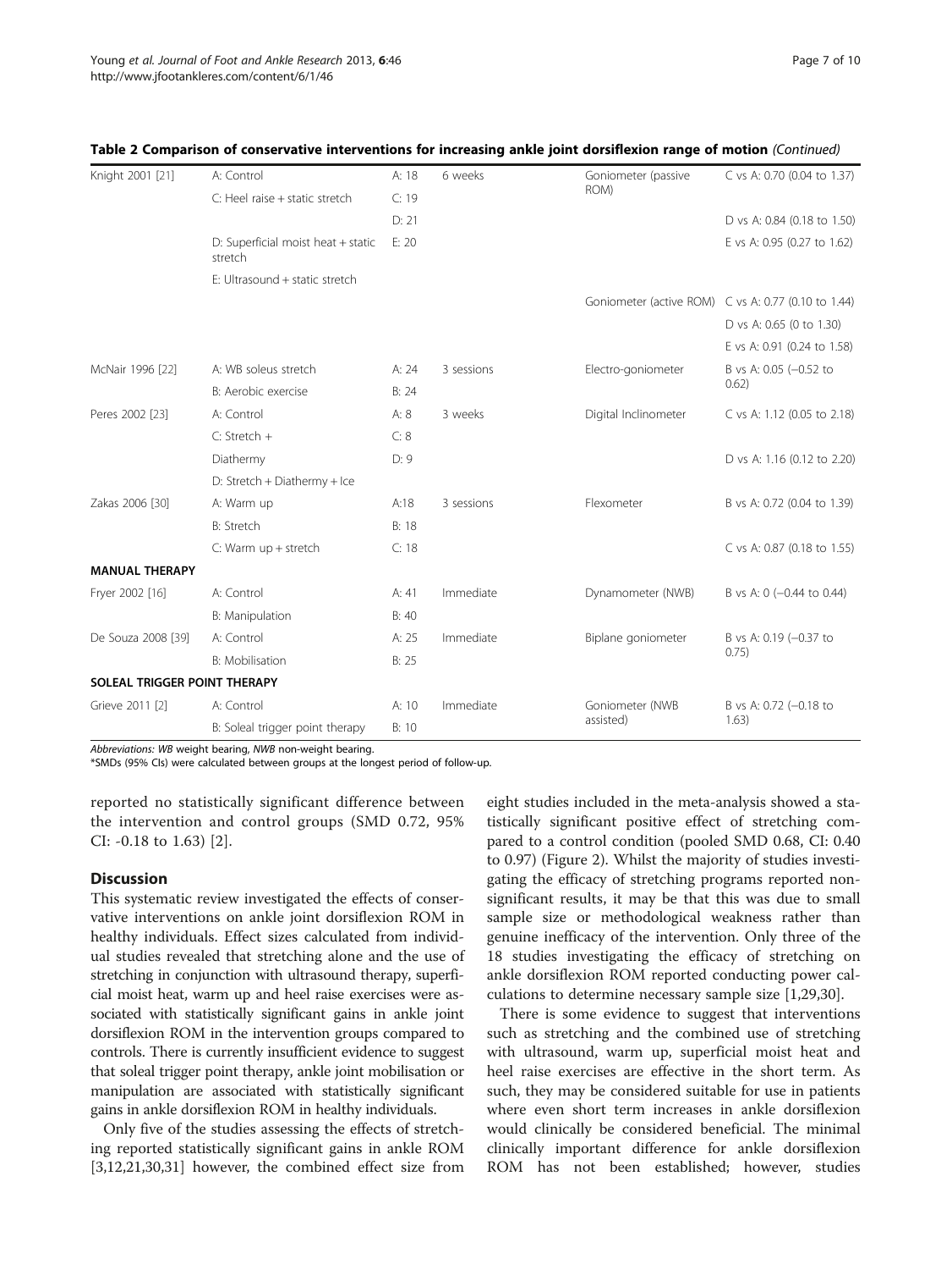**Table 2 Comparison of conservative interventions for increasing ankle joint dorsiflexion range of motion** *(Continued)*

| | | | | | |
|---|---|---|---|---|---|
| Knight 2001 [21] | A: Control | A: 18 | 6 weeks | Goniometer (passive ROM) | C vs A: 0.70 (0.04 to 1.37) |
| | C: Heel raise + static stretch | C: 19 | | | |
| | | D: 21 | | | D vs A: 0.84 (0.18 to 1.50) |
| | D: Superficial moist heat + static stretch | E: 20 | | | E vs A: 0.95 (0.27 to 1.62) |
| | E: Ultrasound + static stretch | | | | |
| | | | | Goniometer (active ROM) | C vs A: 0.77 (0.10 to 1.44) |
| | | | | | D vs A: 0.65 (0 to 1.30) |
| | | | | | E vs A: 0.91 (0.24 to 1.58) |
| McNair 1996 [22] | A: WB soleus stretch | A: 24 | 3 sessions | Electro-goniometer | B vs A: 0.05 (−0.52 to 0.62) |
| | B: Aerobic exercise | B: 24 | | | |
| Peres 2002 [23] | A: Control | A: 8 | 3 weeks | Digital Inclinometer | C vs A: 1.12 (0.05 to 2.18) |
| | C: Stretch + | C: 8 | | | |
| | Diathermy | D: 9 | | | D vs A: 1.16 (0.12 to 2.20) |
| | D: Stretch + Diathermy + Ice | | | | |
| Zakas 2006 [30] | A: Warm up | A:18 | 3 sessions | Flexometer | B vs A: 0.72 (0.04 to 1.39) |
| | B: Stretch | B: 18 | | | |
| | C: Warm up + stretch | C: 18 | | | C vs A: 0.87 (0.18 to 1.55) |
| **MANUAL THERAPY** | | | | | |
| Fryer 2002 [16] | A: Control | A: 41 | Immediate | Dynamometer (NWB) | B vs A: 0 (−0.44 to 0.44) |
| | B: Manipulation | B: 40 | | | |
| De Souza 2008 [39] | A: Control | A: 25 | Immediate | Biplane goniometer | B vs A: 0.19 (−0.37 to 0.75) |
| | B: Mobilisation | B: 25 | | | |
| **SOLEAL TRIGGER POINT THERAPY** | | | | | |
| Grieve 2011 [2] | A: Control | A: 10 | Immediate | Goniometer (NWB assisted) | B vs A: 0.72 (−0.18 to 1.63) |
| | B: Soleal trigger point therapy | B: 10 | | | |

*Abbreviations: WB* weight bearing, *NWB* non-weight bearing.

*SMDs (95% CIs) were calculated between groups at the longest period of follow-up.

reported no statistically significant difference between the intervention and control groups (SMD 0.72, 95% CI: -0.18 to 1.63) [2].

## Discussion

This systematic review investigated the effects of conservative interventions on ankle joint dorsiflexion ROM in healthy individuals. Effect sizes calculated from individual studies revealed that stretching alone and the use of stretching in conjunction with ultrasound therapy, superficial moist heat, warm up and heel raise exercises were associated with statistically significant gains in ankle joint dorsiflexion ROM in the intervention groups compared to controls. There is currently insufficient evidence to suggest that soleal trigger point therapy, ankle joint mobilisation or manipulation are associated with statistically significant gains in ankle dorsiflexion ROM in healthy individuals.

Only five of the studies assessing the effects of stretching reported statistically significant gains in ankle ROM [3,12,21,30,31] however, the combined effect size from eight studies included in the meta-analysis showed a statistically significant positive effect of stretching compared to a control condition (pooled SMD 0.68, CI: 0.40 to 0.97) (Figure 2). Whilst the majority of studies investigating the efficacy of stretching programs reported non-significant results, it may be that this was due to small sample size or methodological weakness rather than genuine inefficacy of the intervention. Only three of the 18 studies investigating the efficacy of stretching on ankle dorsiflexion ROM reported conducting power calculations to determine necessary sample size [1,29,30].

There is some evidence to suggest that interventions such as stretching and the combined use of stretching with ultrasound, warm up, superficial moist heat and heel raise exercises are effective in the short term. As such, they may be considered suitable for use in patients where even short term increases in ankle dorsiflexion would clinically be considered beneficial. The minimal clinically important difference for ankle dorsiflexion ROM has not been established; however, studies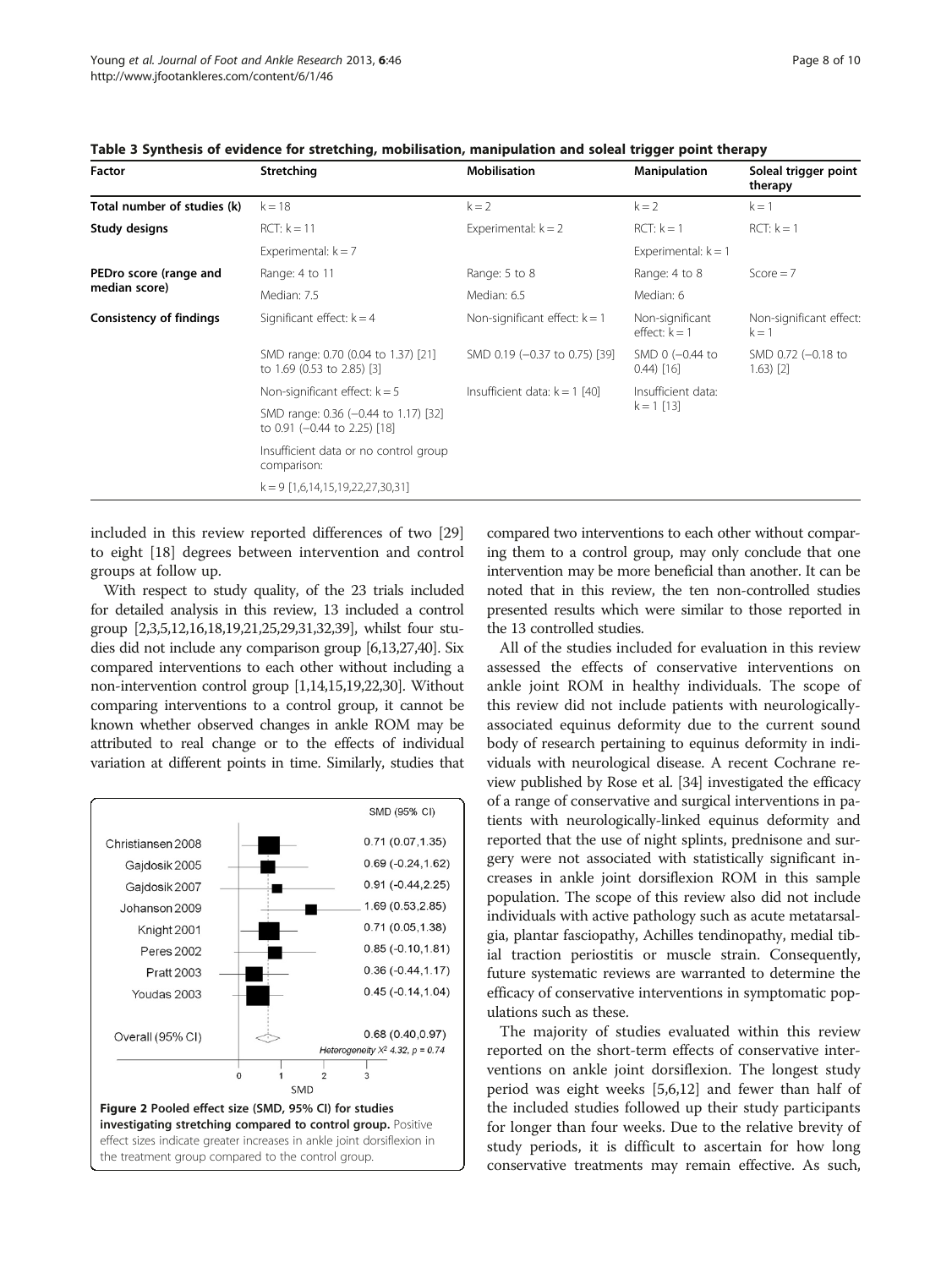**Table 3 Synthesis of evidence for stretching, mobilisation, manipulation and soleal trigger point therapy**

| Factor | Stretching | Mobilisation | Manipulation | Soleal trigger point therapy |
|---|---|---|---|---|
| Total number of studies (k) | k = 18 | k = 2 | k = 2 | k = 1 |
| Study designs | RCT: k = 11 | Experimental: k = 2 | RCT: k = 1 | RCT: k = 1 |
| | Experimental: k = 7 | | Experimental: k = 1 | |
| PEDro score (range and median score) | Range: 4 to 11 | Range: 5 to 8 | Range: 4 to 8 | Score = 7 |
| | Median: 7.5 | Median: 6.5 | Median: 6 | |
| Consistency of findings | Significant effect: k = 4 | Non-significant effect: k = 1 | Non-significant effect: k = 1 | Non-significant effect: k = 1 |
| | SMD range: 0.70 (0.04 to 1.37) [21] to 1.69 (0.53 to 2.85) [3] | SMD 0.19 (−0.37 to 0.75) [39] | SMD 0 (−0.44 to 0.44) [16] | SMD 0.72 (−0.18 to 1.63) [2] |
| | Non-significant effect: k = 5 | Insufficient data: k = 1 [40] | Insufficient data: k = 1 [13] | |
| | SMD range: 0.36 (−0.44 to 1.17) [32] to 0.91 (−0.44 to 2.25) [18] | | | |
| | Insufficient data or no control group comparison: | | | |
| | k = 9 [1,6,14,15,19,22,27,30,31] | | | |

included in this review reported differences of two [29] to eight [18] degrees between intervention and control groups at follow up.

With respect to study quality, of the 23 trials included for detailed analysis in this review, 13 included a control group [2,3,5,12,16,18,19,21,25,29,31,32,39], whilst four studies did not include any comparison group [6,13,27,40]. Six compared interventions to each other without including a non-intervention control group [1,14,15,19,22,30]. Without comparing interventions to a control group, it cannot be known whether observed changes in ankle ROM may be attributed to real change or to the effects of individual variation at different points in time. Similarly, studies that compared two interventions to each other without comparing them to a control group, may only conclude that one intervention may be more beneficial than another. It can be noted that in this review, the ten non-controlled studies presented results which were similar to those reported in the 13 controlled studies.

| Study | SMD (95% CI) |
|---|---|
| Christiansen 2008 | 0.71 (0.07,1.35) |
| Gajdosik 2005 | 0.69 (-0.24,1.62) |
| Gajdosik 2007 | 0.91 (-0.44,2.25) |
| Johanson 2009 | 1.69 (0.53,2.85) |
| Knight 2001 | 0.71 (0.05,1.38) |
| Peres 2002 | 0.85 (-0.10,1.81) |
| Pratt 2003 | 0.36 (-0.44,1.17) |
| Youdas 2003 | 0.45 (-0.14,1.04) |
| Overall (95% CI) | 0.68 (0.40,0.97) |

Heterogeneity $X^2$ 4.32, $p = 0.74$

**Figure 2 Pooled effect size (SMD, 95% CI) for studies investigating stretching compared to control group.** Positive effect sizes indicate greater increases in ankle joint dorsiflexion in the treatment group compared to the control group.

All of the studies included for evaluation in this review assessed the effects of conservative interventions on ankle joint ROM in healthy individuals. The scope of this review did not include patients with neurologically-associated equinus deformity due to the current sound body of research pertaining to equinus deformity in individuals with neurological disease. A recent Cochrane review published by Rose et al. [34] investigated the efficacy of a range of conservative and surgical interventions in patients with neurologically-linked equinus deformity and reported that the use of night splints, prednisone and surgery were not associated with statistically significant increases in ankle joint dorsiflexion ROM in this sample population. The scope of this review also did not include individuals with active pathology such as acute metatarsalgia, plantar fasciopathy, Achilles tendinopathy, medial tibial traction periostitis or muscle strain. Consequently, future systematic reviews are warranted to determine the efficacy of conservative interventions in symptomatic populations such as these.

The majority of studies evaluated within this review reported on the short-term effects of conservative interventions on ankle joint dorsiflexion. The longest study period was eight weeks [5,6,12] and fewer than half of the included studies followed up their study participants for longer than four weeks. Due to the relative brevity of study periods, it is difficult to ascertain for how long conservative treatments may remain effective. As such,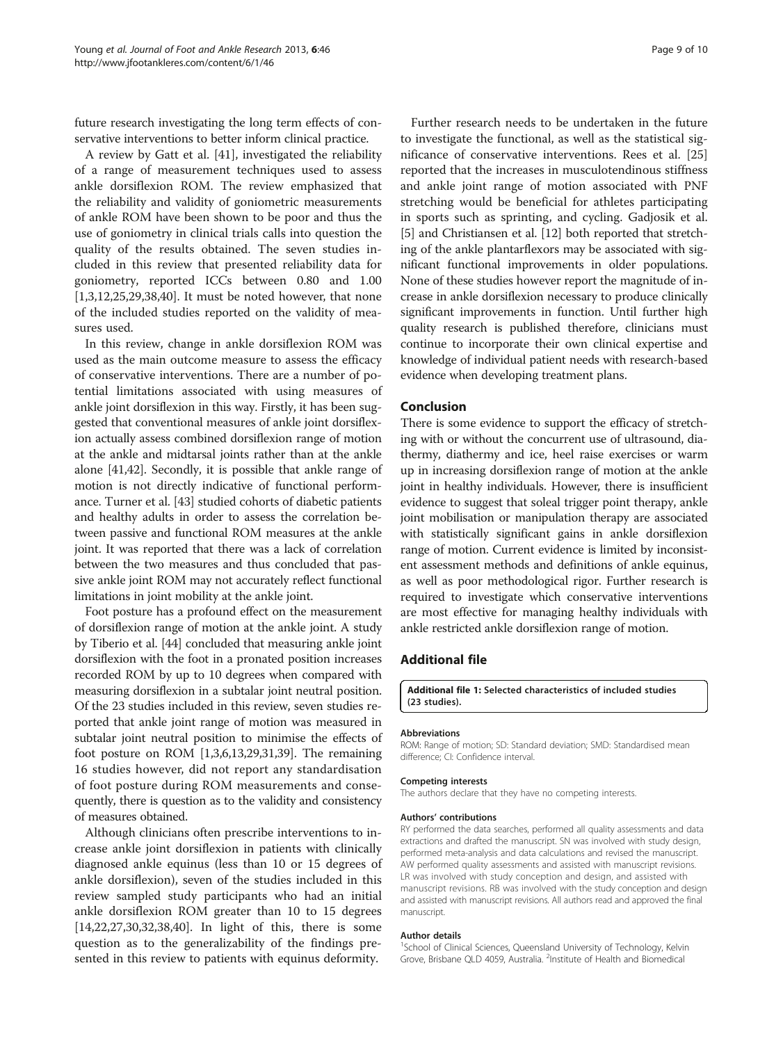future research investigating the long term effects of conservative interventions to better inform clinical practice.

A review by Gatt et al. [41], investigated the reliability of a range of measurement techniques used to assess ankle dorsiflexion ROM. The review emphasized that the reliability and validity of goniometric measurements of ankle ROM have been shown to be poor and thus the use of goniometry in clinical trials calls into question the quality of the results obtained. The seven studies included in this review that presented reliability data for goniometry, reported ICCs between 0.80 and 1.00 [1,3,12,25,29,38,40]. It must be noted however, that none of the included studies reported on the validity of measures used.

In this review, change in ankle dorsiflexion ROM was used as the main outcome measure to assess the efficacy of conservative interventions. There are a number of potential limitations associated with using measures of ankle joint dorsiflexion in this way. Firstly, it has been suggested that conventional measures of ankle joint dorsiflexion actually assess combined dorsiflexion range of motion at the ankle and midtarsal joints rather than at the ankle alone [41,42]. Secondly, it is possible that ankle range of motion is not directly indicative of functional performance. Turner et al. [43] studied cohorts of diabetic patients and healthy adults in order to assess the correlation between passive and functional ROM measures at the ankle joint. It was reported that there was a lack of correlation between the two measures and thus concluded that passive ankle joint ROM may not accurately reflect functional limitations in joint mobility at the ankle joint.

Foot posture has a profound effect on the measurement of dorsiflexion range of motion at the ankle joint. A study by Tiberio et al. [44] concluded that measuring ankle joint dorsiflexion with the foot in a pronated position increases recorded ROM by up to 10 degrees when compared with measuring dorsiflexion in a subtalar joint neutral position. Of the 23 studies included in this review, seven studies reported that ankle joint range of motion was measured in subtalar joint neutral position to minimise the effects of foot posture on ROM [1,3,6,13,29,31,39]. The remaining 16 studies however, did not report any standardisation of foot posture during ROM measurements and consequently, there is question as to the validity and consistency of measures obtained.

Although clinicians often prescribe interventions to increase ankle joint dorsiflexion in patients with clinically diagnosed ankle equinus (less than 10 or 15 degrees of ankle dorsiflexion), seven of the studies included in this review sampled study participants who had an initial ankle dorsiflexion ROM greater than 10 to 15 degrees [14,22,27,30,32,38,40]. In light of this, there is some question as to the generalizability of the findings presented in this review to patients with equinus deformity.

Further research needs to be undertaken in the future to investigate the functional, as well as the statistical significance of conservative interventions. Rees et al. [25] reported that the increases in musculotendinous stiffness and ankle joint range of motion associated with PNF stretching would be beneficial for athletes participating in sports such as sprinting, and cycling. Gadjosik et al. [5] and Christiansen et al. [12] both reported that stretching of the ankle plantarflexors may be associated with significant functional improvements in older populations. None of these studies however report the magnitude of increase in ankle dorsiflexion necessary to produce clinically significant improvements in function. Until further high quality research is published therefore, clinicians must continue to incorporate their own clinical expertise and knowledge of individual patient needs with research-based evidence when developing treatment plans.

## Conclusion

There is some evidence to support the efficacy of stretching with or without the concurrent use of ultrasound, diathermy, diathermy and ice, heel raise exercises or warm up in increasing dorsiflexion range of motion at the ankle joint in healthy individuals. However, there is insufficient evidence to suggest that soleal trigger point therapy, ankle joint mobilisation or manipulation therapy are associated with statistically significant gains in ankle dorsiflexion range of motion. Current evidence is limited by inconsistent assessment methods and definitions of ankle equinus, as well as poor methodological rigor. Further research is required to investigate which conservative interventions are most effective for managing healthy individuals with ankle restricted ankle dorsiflexion range of motion.

## Additional file

**Additional file 1: Selected characteristics of included studies (23 studies).**

#### Abbreviations

ROM: Range of motion; SD: Standard deviation; SMD: Standardised mean difference; CI: Confidence interval.

#### Competing interests

The authors declare that they have no competing interests.

#### Authors' contributions

RY performed the data searches, performed all quality assessments and data extractions and drafted the manuscript. SN was involved with study design, performed meta-analysis and data calculations and revised the manuscript. AW performed quality assessments and assisted with manuscript revisions. LR was involved with study conception and design, and assisted with manuscript revisions. RB was involved with the study conception and design and assisted with manuscript revisions. All authors read and approved the final manuscript.

#### Author details

[1]School of Clinical Sciences, Queensland University of Technology, Kelvin Grove, Brisbane QLD 4059, Australia. [2]Institute of Health and Biomedical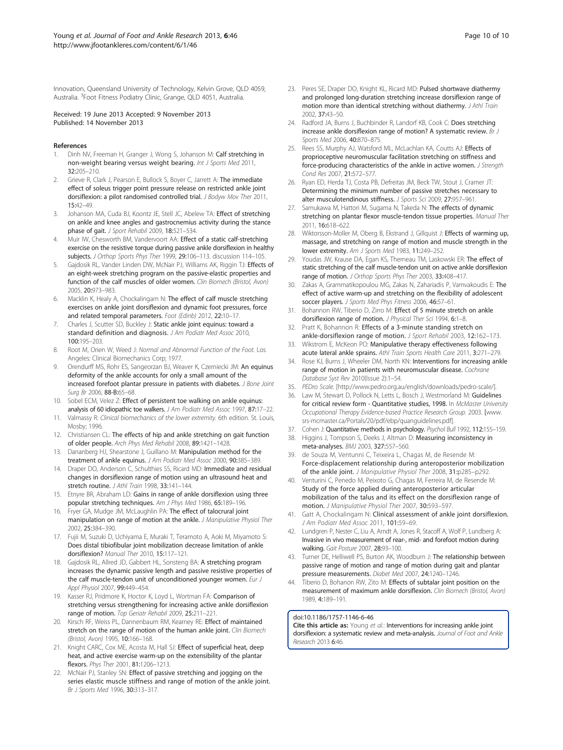Innovation, Queensland University of Technology, Kelvin Grove, QLD 4059, Australia. [3]Foot Fitness Podiatry Clinic, Grange, QLD 4051, Australia.

Received: 19 June 2013 Accepted: 9 November 2013
Published: 14 November 2013

## References

1. Dinh NV, Freeman H, Granger J, Wong S, Johanson M: **Calf stretching in non-weight bearing versus weight bearing.** *Int J Sports Med* 2011, **32:**205–210.
2. Grieve R, Clark J, Pearson E, Bullock S, Boyer C, Jarrett A: **The immediate effect of soleus trigger point pressure release on restricted ankle joint dorsiflexion: a pilot randomised controlled trial.** *J Bodyw Mov Ther* 2011, **15:**42–49.
3. Johanson MA, Cuda BJ, Koontz JE, Stell JC, Abelew TA: **Effect of stretching on ankle and knee angles and gastrocnemius activity during the stance phase of gait.** *J Sport Rehabil* 2009, **18:**521–534.
4. Muir IW, Chesworth BM, Vandervoort AA: **Effect of a static calf-stretching exercise on the resistive torque during passive ankle dorsiflexion in healthy subjects.** *J Orthop Sports Phys Ther* 1999, **29:**106–113. discussion 114–105.
5. Gajdosik RL, Vander Linden DW, McNair PJ, Williams AK, Riggin TJ: **Effects of an eight-week stretching program on the passive-elastic properties and function of the calf muscles of older women.** *Clin Biomech (Bristol, Avon)* 2005, **20:**973–983.
6. Macklin K, Healy A, Chockalingam N: **The effect of calf muscle stretching exercises on ankle joint dorsiflexion and dynamic foot pressures, force and related temporal parameters.** *Foot (Edinb)* 2012, **22:**10–17.
7. Charles J, Scutter SD, Buckley J: **Static ankle joint equinus: toward a standard definition and diagnosis.** *J Am Podiatr Med Assoc* 2010, **100:**195–203.
8. Root M, Orien W, Weed J: *Normal and Abnormal Function of the Foot.* Los Angeles: Clinical Biomechanics Corp; 1977.
9. Orendurff MS, Rohr ES, Sangeorzan BJ, Weaver K, Czerniecki JM: **An equinus deformity of the ankle accounts for only a small amount of the increased forefoot plantar pressure in patients with diabetes.** *J Bone Joint Surg Br* 2006, **88-B:**65–68.
10. Sobel ECM, Velez Z: **Effect of persistent toe walking on ankle equinus: analysis of 60 idiopathic toe walkers.** *J Am Podiatr Med Assoc* 1997, **87:**17–22.
11. Valmassy R: *Clinical biomechanics of the lower extremity.* 6th edition. St. Louis, Mosby; 1996.
12. Christiansen CL: **The effects of hip and ankle stretching on gait function of older people.** *Arch Phys Med Rehabil* 2008, **89:**1421–1428.
13. Dananberg HJ, Shearstone J, Guillano M: **Manipulation method for the treatment of ankle equinus.** *J Am Podiatr Med Assoc* 2000, **90:**385–389.
14. Draper DO, Anderson C, Schulthies SS, Ricard MD: **Immediate and residual changes in dorsiflexion range of motion using an ultrasound heat and stretch routine.** *J Athl Train* 1998, **33:**141–144.
15. Etnyre BR, Abraham LD: **Gains in range of ankle dorsiflexion using three popular stretching techniques.** *Am J Phys Med* 1986, **65:**189–196.
16. Fryer GA, Mudge JM, McLaughlin PA: **The effect of talocrural joint manipulation on range of motion at the ankle.** *J Manipulative Physiol Ther* 2002, **25:**384–390.
17. Fujii M, Suzuki D, Uchiyama E, Muraki T, Teramoto A, Aoki M, Miyamoto S: **Does distal tibiofibular joint mobilization decrease limitation of ankle dorsiflexion?** *Manual Ther* 2010, **15:**117–121.
18. Gajdosik RL, Allred JD, Gabbert HL, Sonsteng BA: **A stretching program increases the dynamic passive length and passive resistive properties of the calf muscle-tendon unit of unconditioned younger women.** *Eur J Appl Physiol* 2007, **99:**449–454.
19. Kasser RJ, Pridmore K, Hoctor K, Loyd L, Wortman FA: **Comparison of stretching versus strengthening for increasing active ankle dorsiflexion range of motion.** *Top Geriatr Rehabil* 2009, **25:**211–221.
20. Kirsch RF, Weiss PL, Dannenbaum RM, Kearney RE: **Effect of maintained stretch on the range of motion of the human ankle joint.** *Clin Biomech (Bristol, Avon)* 1995, **10:**166–168.
21. Knight CARC, Cox ME, Acosta M, Hall SJ: **Effect of superficial heat, deep heat, and active exercise warm-up on the extensibility of the plantar flexors.** *Phys Ther* 2001, **81:**1206–1213.
22. McNair PJ, Stanley SN: **Effect of passive stretching and jogging on the series elastic muscle stiffness and range of motion of the ankle joint.** *Br J Sports Med* 1996, **30:**313–317.
23. Peres SE, Draper DO, Knight KL, Ricard MD: **Pulsed shortwave diathermy and prolonged long-duration stretching increase dorsiflexion range of motion more than identical stretching without diathermy.** *J Athl Train* 2002, **37:**43–50.
24. Radford JA, Burns J, Buchbinder R, Landorf KB, Cook C: **Does stretching increase ankle dorsiflexion range of motion? A systematic review.** *Br J Sports Med* 2006, **40:**870–875.
25. Rees SS, Murphy AJ, Watsford ML, McLachlan KA, Coutts AJ: **Effects of proprioceptive neuromuscular facilitation stretching on stiffness and force-producing characteristics of the ankle in active women.** *J Strength Cond Res* 2007, **21:**572–577.
26. Ryan ED, Herda TJ, Costa PB, Defreitas JM, Beck TW, Stout J, Cramer JT: **Determining the minimum number of passive stretches necessary to alter musculotendinous stiffness.** *J Sports Sci* 2009, **27:**957–961.
27. Samukawa M, Hattori M, Sugama N, Takeda N: **The effects of dynamic stretching on plantar flexor muscle-tendon tissue properties.** *Manual Ther* 2011, **16:**618–622.
28. Wiktorsson-Moller M, Oberg B, Ekstrand J, Gillquist J: **Effects of warming up, massage, and stretching on range of motion and muscle strength in the lower extremity.** *Am J Sports Med* 1983, **11:**249–252.
29. Youdas JW, Krause DA, Egan KS, Therneau TM, Laskowski ER: **The effect of static stretching of the calf muscle-tendon unit on active ankle dorsiflexion range of motion.** *J Orthop Sports Phys Ther* 2003, **33:**408–417.
30. Zakas A, Grammatikopoulou MG, Zakas N, Zahariadis P, Vamvakoudis E: **The effect of active warm-up and stretching on the flexibility of adolescent soccer players.** *J Sports Med Phys Fitness* 2006, **46:**57–61.
31. Bohannon RW, Tiberio D, Zirro M: **Effect of 5 minute stretch on ankle dorsiflexion range of motion.** *J Physical Ther Sci* 1994, **6:**1–8.
32. Pratt K, Bohannon R: **Effects of a 3-minute standing stretch on ankle-dorsiflexion range of motion.** *J Sport Rehabil* 2003, **12:**162–173.
33. Wikstrom E, McKeon PO: **Manipulative therapy effectiveness following acute lateral ankle sprains.** *Athl Train Sports Health Care* 2011, **3:**271–279.
34. Rose KJ, Burns J, Wheeler DM, North KN: **Interventions for increasing ankle range of motion in patients with neuromuscular disease.** *Cochrane Database Syst Rev* 2010(Issue 2):1–54.
35. *PEDro Scale.* [http://www.pedro.org.au/english/downloads/pedro-scale/].
36. Law M, Stewart D, Pollock N, Letts L, Bosch J, Westmorland M: **Guidelines for critical review form - Quantitative studies, 1998.** In *McMaster University Occupational Therapy Evidence-based Practice Research Group.* 2003. [www.srs-mcmaster.ca/Portals/20/pdf/ebp/quanguidelines.pdf].
37. Cohen J: **Quantitative methods in psychology.** *Psychol Bull* 1992, **112:**155–159.
38. Higgins J, Tompson S, Deeks J, Altman D: **Measuring inconsistency in meta-analyses.** *BMJ* 2003, **327:**557–560.
39. de Souza M, Ventunni C, Teixeira L, Chagas M, de Resende M: **Force-displacement relationship during anteroposterior mobilization of the ankle joint.** *J Manipulative Physiol Ther* 2008, **31:**p285–p292.
40. Venturini C, Penedo M, Peixoto G, Chagas M, Ferreira M, de Resende M: **Study of the force applied during anteroposterior articular mobilization of the talus and its effect on the dorsiflexion range of motion.** *J Manipulative Physiol Ther* 2007, **30:**593–597.
41. Gatt A, Chockalingam N: **Clinical assessment of ankle joint dorsiflexion.** *J Am Podiatr Med Assoc* 2011, **101:**59–69.
42. Lundgren P, Nester C, Liu A, Arndt A, Jones R, Stacoff A, Wolf P, Lundberg A: **Invasive in vivo measurement of rear-, mid- and forefoot motion during walking.** *Gait Posture* 2007, **28:**93–100.
43. Turner DE, Helliwell PS, Burton AK, Woodburn J: **The relationship between passive range of motion and range of motion during gait and plantar pressure measurements.** *Diabet Med* 2007, **24:**1240–1246.
44. Tiberio D, Bohanon RW, Zito M: **Effects of subtalar joint position on the measurement of maximum ankle dorsiflexion.** *Clin Biomech (Bristol, Avon)* 1989, **4:**189–191.

doi:10.1186/1757-1146-6-46

**Cite this article as:** Young *et al.*: Interventions for increasing ankle joint dorsiflexion: a systematic review and meta-analysis. *Journal of Foot and Ankle Research* 2013 **6**:46.